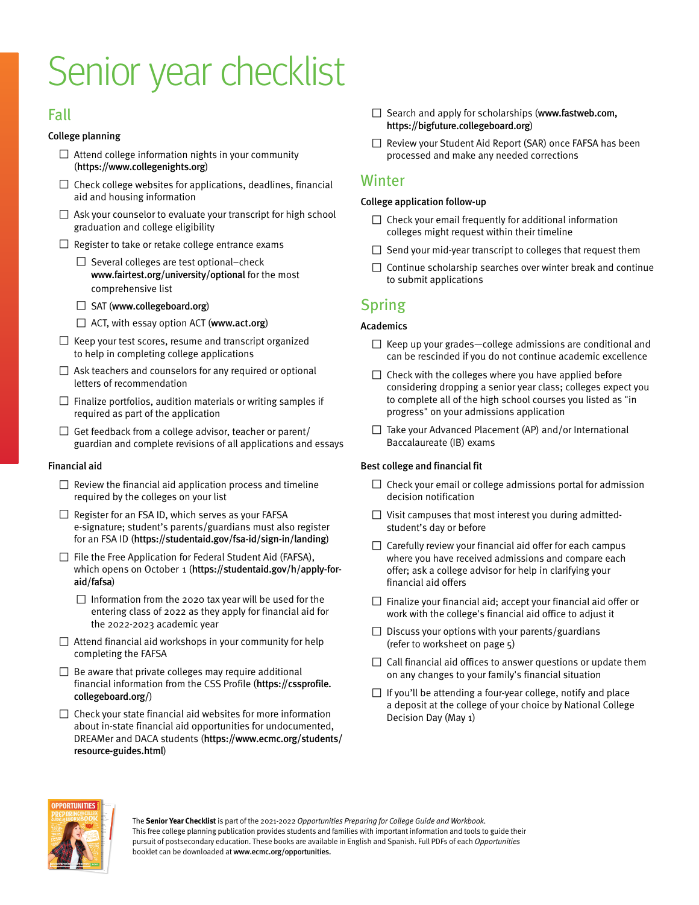# Senior year checklist

## Fall

### College planning

- ☐ Attend college information nights in your community (**https://www.collegenights.org**)
- ☐ Check college websites for applications, deadlines, financial aid and housing information
- ☐ Ask your counselor to evaluate your transcript for high school graduation and college eligibility
- ☐ Register to take or retake college entrance exams
  - ☐ Several colleges are test optional–check **www.fairtest.org/university/optional** for the most comprehensive list
  - ☐ SAT (**www.collegeboard.org**)
  - ☐ ACT, with essay option ACT (**www.act.org**)
- ☐ Keep your test scores, resume and transcript organized to help in completing college applications
- ☐ Ask teachers and counselors for any required or optional letters of recommendation
- ☐ Finalize portfolios, audition materials or writing samples if required as part of the application
- ☐ Get feedback from a college advisor, teacher or parent/guardian and complete revisions of all applications and essays

### Financial aid

- ☐ Review the financial aid application process and timeline required by the colleges on your list
- ☐ Register for an FSA ID, which serves as your FAFSA e-signature; student's parents/guardians must also register for an FSA ID (**https://studentaid.gov/fsa-id/sign-in/landing**)
- ☐ File the Free Application for Federal Student Aid (FAFSA), which opens on October 1 (**https://studentaid.gov/h/apply-for-aid/fafsa**)
  - ☐ Information from the 2020 tax year will be used for the entering class of 2022 as they apply for financial aid for the 2022-2023 academic year
- ☐ Attend financial aid workshops in your community for help completing the FAFSA
- ☐ Be aware that private colleges may require additional financial information from the CSS Profile (**https://cssprofile.collegeboard.org/**)
- ☐ Check your state financial aid websites for more information about in-state financial aid opportunities for undocumented, DREAMer and DACA students (**https://www.ecmc.org/students/resource-guides.html**)
- ☐ Search and apply for scholarships (**www.fastweb.com, https://bigfuture.collegeboard.org**)
- ☐ Review your Student Aid Report (SAR) once FAFSA has been processed and make any needed corrections

## Winter

### College application follow-up

- ☐ Check your email frequently for additional information colleges might request within their timeline
- ☐ Send your mid-year transcript to colleges that request them
- ☐ Continue scholarship searches over winter break and continue to submit applications

## Spring

### Academics

- ☐ Keep up your grades—college admissions are conditional and can be rescinded if you do not continue academic excellence
- ☐ Check with the colleges where you have applied before considering dropping a senior year class; colleges expect you to complete all of the high school courses you listed as "in progress" on your admissions application
- ☐ Take your Advanced Placement (AP) and/or International Baccalaureate (IB) exams

### Best college and financial fit

- ☐ Check your email or college admissions portal for admission decision notification
- ☐ Visit campuses that most interest you during admitted-student's day or before
- ☐ Carefully review your financial aid offer for each campus where you have received admissions and compare each offer; ask a college advisor for help in clarifying your financial aid offers
- ☐ Finalize your financial aid; accept your financial aid offer or work with the college's financial aid office to adjust it
- ☐ Discuss your options with your parents/guardians (refer to worksheet on page 5)
- ☐ Call financial aid offices to answer questions or update them on any changes to your family's financial situation
- ☐ If you'll be attending a four-year college, notify and place a deposit at the college of your choice by National College Decision Day (May 1)

The **Senior Year Checklist** is part of the 2021-2022 *Opportunities Preparing for College Guide and Workbook*. This free college planning publication provides students and families with important information and tools to guide their pursuit of postsecondary education. These books are available in English and Spanish. Full PDFs of each *Opportunities* booklet can be downloaded at **www.ecmc.org/opportunities.**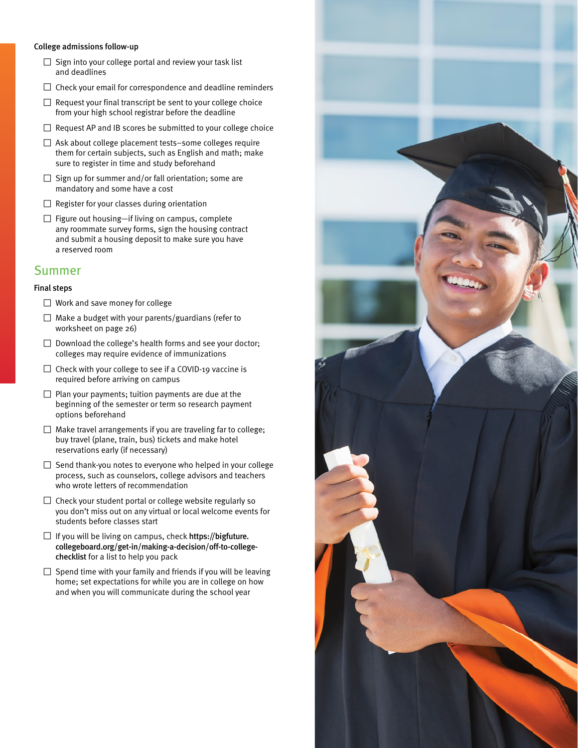**College admissions follow-up**

- ☐ Sign into your college portal and review your task list and deadlines
- ☐ Check your email for correspondence and deadline reminders
- ☐ Request your final transcript be sent to your college choice from your high school registrar before the deadline
- ☐ Request AP and IB scores be submitted to your college choice
- ☐ Ask about college placement tests–some colleges require them for certain subjects, such as English and math; make sure to register in time and study beforehand
- ☐ Sign up for summer and/or fall orientation; some are mandatory and some have a cost
- ☐ Register for your classes during orientation
- ☐ Figure out housing—if living on campus, complete any roommate survey forms, sign the housing contract and submit a housing deposit to make sure you have a reserved room

## Summer

**Final steps**

- ☐ Work and save money for college
- ☐ Make a budget with your parents/guardians (refer to worksheet on page 26)
- ☐ Download the college's health forms and see your doctor; colleges may require evidence of immunizations
- ☐ Check with your college to see if a COVID-19 vaccine is required before arriving on campus
- ☐ Plan your payments; tuition payments are due at the beginning of the semester or term so research payment options beforehand
- ☐ Make travel arrangements if you are traveling far to college; buy travel (plane, train, bus) tickets and make hotel reservations early (if necessary)
- ☐ Send thank-you notes to everyone who helped in your college process, such as counselors, college advisors and teachers who wrote letters of recommendation
- ☐ Check your student portal or college website regularly so you don't miss out on any virtual or local welcome events for students before classes start
- ☐ If you will be living on campus, check **https://bigfuture.collegeboard.org/get-in/making-a-decision/off-to-college-checklist** for a list to help you pack
- ☐ Spend time with your family and friends if you will be leaving home; set expectations for while you are in college on how and when you will communicate during the school year